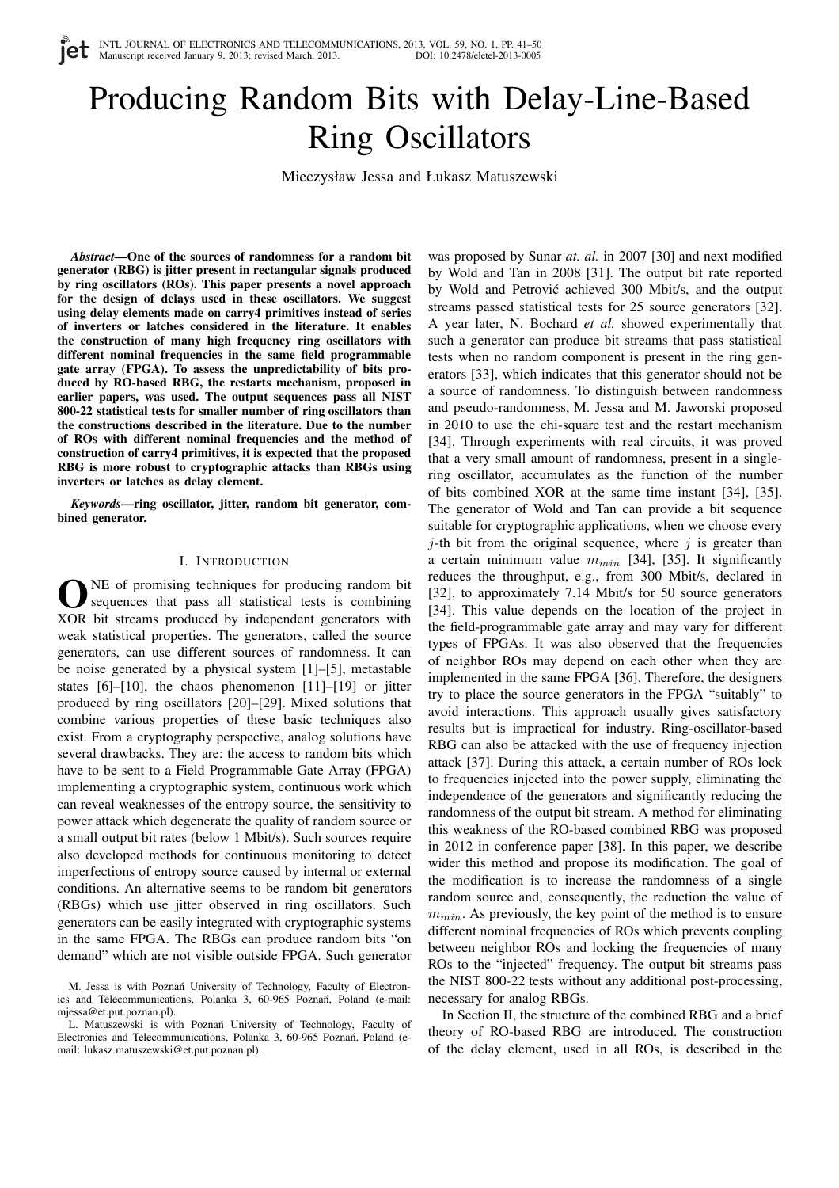# Producing Random Bits with Delay-Line-Based Ring Oscillators

Mieczysław Jessa and Łukasz Matuszewski

***Abstract*—One of the sources of randomness for a random bit generator (RBG) is jitter present in rectangular signals produced by ring oscillators (ROs). This paper presents a novel approach for the design of delays used in these oscillators. We suggest using delay elements made on carry4 primitives instead of series of inverters or latches considered in the literature. It enables the construction of many high frequency ring oscillators with different nominal frequencies in the same field programmable gate array (FPGA). To assess the unpredictability of bits produced by RO-based RBG, the restarts mechanism, proposed in earlier papers, was used. The output sequences pass all NIST 800-22 statistical tests for smaller number of ring oscillators than the constructions described in the literature. Due to the number of ROs with different nominal frequencies and the method of construction of carry4 primitives, it is expected that the proposed RBG is more robust to cryptographic attacks than RBGs using inverters or latches as delay element.**

***Keywords*—ring oscillator, jitter, random bit generator, combined generator.**

## I. Introduction

One of promising techniques for producing random bit sequences that pass all statistical tests is combining XOR bit streams produced by independent generators with weak statistical properties. The generators, called the source generators, can use different sources of randomness. It can be noise generated by a physical system [1]–[5], metastable states [6]–[10], the chaos phenomenon [11]–[19] or jitter produced by ring oscillators [20]–[29]. Mixed solutions that combine various properties of these basic techniques also exist. From a cryptography perspective, analog solutions have several drawbacks. They are: the access to random bits which have to be sent to a Field Programmable Gate Array (FPGA) implementing a cryptographic system, continuous work which can reveal weaknesses of the entropy source, the sensitivity to power attack which degenerate the quality of random source or a small output bit rates (below 1 Mbit/s). Such sources require also developed methods for continuous monitoring to detect imperfections of entropy source caused by internal or external conditions. An alternative seems to be random bit generators (RBGs) which use jitter observed in ring oscillators. Such generators can be easily integrated with cryptographic systems in the same FPGA. The RBGs can produce random bits "on demand" which are not visible outside FPGA. Such generator was proposed by Sunar *at. al.* in 2007 [30] and next modified by Wold and Tan in 2008 [31]. The output bit rate reported by Wold and Petrović achieved 300 Mbit/s, and the output streams passed statistical tests for 25 source generators [32]. A year later, N. Bochard *et al.* showed experimentally that such a generator can produce bit streams that pass statistical tests when no random component is present in the ring generators [33], which indicates that this generator should not be a source of randomness. To distinguish between randomness and pseudo-randomness, M. Jessa and M. Jaworski proposed in 2010 to use the chi-square test and the restart mechanism [34]. Through experiments with real circuits, it was proved that a very small amount of randomness, present in a single-ring oscillator, accumulates as the function of the number of bits combined XOR at the same time instant [34], [35]. The generator of Wold and Tan can provide a bit sequence suitable for cryptographic applications, when we choose every $j$-th bit from the original sequence, where $j$ is greater than a certain minimum value $m_{min}$ [34], [35]. It significantly reduces the throughput, e.g., from 300 Mbit/s, declared in [32], to approximately 7.14 Mbit/s for 50 source generators [34]. This value depends on the location of the project in the field-programmable gate array and may vary for different types of FPGAs. It was also observed that the frequencies of neighbor ROs may depend on each other when they are implemented in the same FPGA [36]. Therefore, the designers try to place the source generators in the FPGA "suitably" to avoid interactions. This approach usually gives satisfactory results but is impractical for industry. Ring-oscillator-based RBG can also be attacked with the use of frequency injection attack [37]. During this attack, a certain number of ROs lock to frequencies injected into the power supply, eliminating the independence of the generators and significantly reducing the randomness of the output bit stream. A method for eliminating this weakness of the RO-based combined RBG was proposed in 2012 in conference paper [38]. In this paper, we describe wider this method and propose its modification. The goal of the modification is to increase the randomness of a single random source and, consequently, the reduction the value of $m_{min}$. As previously, the key point of the method is to ensure different nominal frequencies of ROs which prevents coupling between neighbor ROs and locking the frequencies of many ROs to the "injected" frequency. The output bit streams pass the NIST 800-22 tests without any additional post-processing, necessary for analog RBGs.

In Section II, the structure of the combined RBG and a brief theory of RO-based RBG are introduced. The construction of the delay element, used in all ROs, is described in the

M. Jessa is with Poznań University of Technology, Faculty of Electronics and Telecommunications, Polanka 3, 60-965 Poznań, Poland (e-mail: mjessa@et.put.poznan.pl).

L. Matuszewski is with Poznań University of Technology, Faculty of Electronics and Telecommunications, Polanka 3, 60-965 Poznań, Poland (e-mail: lukasz.matuszewski@et.put.poznan.pl).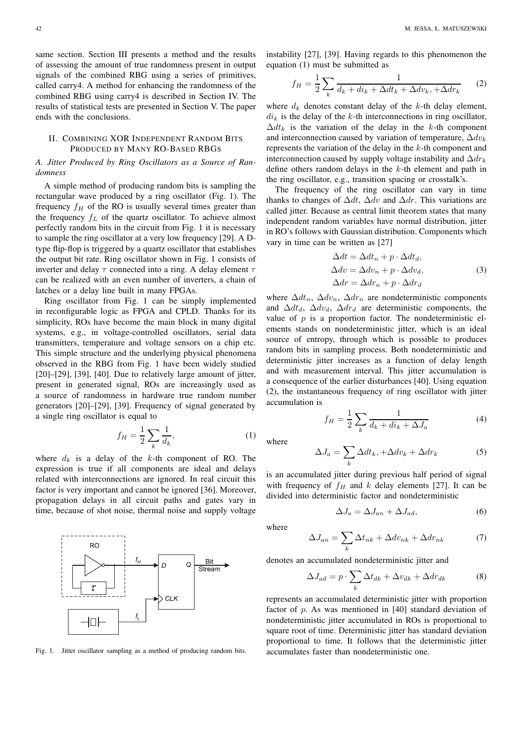same section. Section III presents a method and the results of assessing the amount of true randomness present in output signals of the combined RBG using a series of primitives, called carry4. A method for enhancing the randomness of the combined RBG using carry4 is described in Section IV. The results of statistical tests are presented in Section V. The paper ends with the conclusions.

## II. Combining XOR Independent Random Bits Produced by Many RO-Based RBGs

### A. Jitter Produced by Ring Oscillators as a Source of Randomness

A simple method of producing random bits is sampling the rectangular wave produced by a ring oscillator (Fig. 1). The frequency $f_H$ of the RO is usually several times greater than the frequency $f_L$ of the quartz oscillator. To achieve almost perfectly random bits in the circuit from Fig. 1 it is necessary to sample the ring oscillator at a very low frequency [29]. A D-type flip-flop is triggered by a quartz oscillator that establishes the output bit rate. Ring oscillator shown in Fig. 1 consists of inverter and delay $\tau$ connected into a ring. A delay element $\tau$ can be realized with an even number of inverters, a chain of latches or a delay line built in many FPGAs.

Ring oscillator from Fig. 1 can be simply implemented in reconfigurable logic as FPGA and CPLD. Thanks for its simplicity, ROs have become the main block in many digital systems, e.g., in voltage-controlled oscillators, serial data transmitters, temperature and voltage sensors on a chip etc. This simple structure and the underlying physical phenomena observed in the RBG from Fig. 1 have been widely studied [20]–[29], [39], [40]. Due to relatively large amount of jitter, present in generated signal, ROs are increasingly used as a source of randomness in hardware true random number generators [20]–[29], [39]. Frequency of signal generated by a single ring oscillator is equal to

$$f_H = \frac{1}{2} \sum_k \frac{1}{d_k}, \tag{1}$$

where $d_k$ is a delay of the $k$-th component of RO. The expression is true if all components are ideal and delays related with interconnections are ignored. In real circuit this factor is very important and cannot be ignored [36]. Moreover, propagation delays in all circuit paths and gates vary in time, because of shot noise, thermal noise and supply voltage

Fig. 1. Jitter oscillator sampling as a method of producing random bits.

instability [27], [39]. Having regards to this phenomenon the equation (1) must be submitted as

$$f_H = \frac{1}{2} \sum_k \frac{1}{d_k + di_k + \Delta dt_k + \Delta dv_k, + \Delta dr_k} \tag{2}$$

where $d_k$ denotes constant delay of the $k$-th delay element, $di_k$ is the delay of the $k$-th interconnections in ring oscillator, $\Delta dt_k$ is the variation of the delay in the $k$-th component and interconnection caused by variation of temperature, $\Delta dv_k$ represents the variation of the delay in the $k$-th component and interconnection caused by supply voltage instability and $\Delta dr_k$ define others random delays in the $k$-th element and path in the ring oscillator, e.g., transition spacing or crosstalk's.

The frequency of the ring oscillator can vary in time thanks to changes of $\Delta dt$, $\Delta dv$ and $\Delta dr$. This variations are called jitter. Because as central limit theorem states that many independent random variables have normal distribution, jitter in RO's follows with Gaussian distribution. Components which vary in time can be written as [27]

$$\begin{aligned} \Delta dt &= \Delta dt_n + p \cdot \Delta dt_d, \\ \Delta dv &= \Delta dv_n + p \cdot \Delta dv_d, \\ \Delta dr &= \Delta dr_n + p \cdot \Delta dr_d \end{aligned} \tag{3}$$

where $\Delta dt_n$, $\Delta dv_n$, $\Delta dr_n$ are nondeterministic components and $\Delta dt_d$, $\Delta dv_d$, $\Delta dr_d$ are deterministic components, the value of $p$ is a proportion factor. The nondeterministic elements stands on nondeterministic jitter, which is an ideal source of entropy, through which is possible to produces random bits in sampling process. Both nondeterministic and deterministic jitter increases as a function of delay length and with measurement interval. This jitter accumulation is a consequence of the earlier disturbances [40]. Using equation (2), the instantaneous frequency of ring oscillator with jitter accumulation is

$$f_H = \frac{1}{2} \sum_k \frac{1}{d_k + di_k + \Delta J_a} \tag{4}$$

where

$$\Delta J_a = \sum_k \Delta dt_k, + \Delta dv_k + \Delta dr_k \tag{5}$$

is an accumulated jitter during previous half period of signal with frequency of $f_H$ and $k$ delay elements [27]. It can be divided into deterministic factor and nondeterministic

$$\Delta J_a = \Delta J_{an} + \Delta J_{ad}, \tag{6}$$

where

$$\Delta J_{an} = \sum_k \Delta t_{nk} + \Delta dv_{nk} + \Delta dr_{nk} \tag{7}$$

denotes an accumulated nondeterministic jitter and

$$\Delta J_{ad} = p \cdot \sum_k \Delta t_{dk} + \Delta v_{dk} + \Delta dr_{dk} \tag{8}$$

represents an accumulated deterministic jitter with proportion factor of $p$. As was mentioned in [40] standard deviation of nondeterministic jitter accumulated in ROs is proportional to square root of time. Deterministic jitter has standard deviation proportional to time. It follows that the deterministic jitter accumulates faster than nondeterministic one.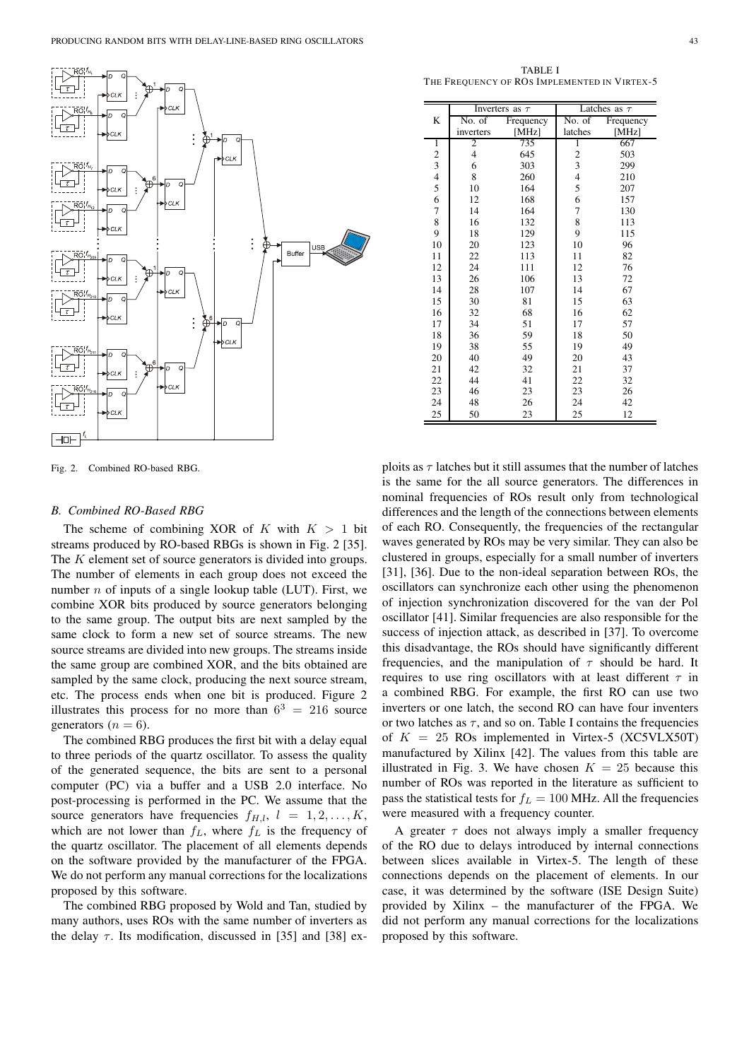Fig. 2. Combined RO-based RBG.

### B. Combined RO-Based RBG

The scheme of combining XOR of $K$ with $K > 1$ bit streams produced by RO-based RBGs is shown in Fig. 2 [35]. The $K$ element set of source generators is divided into groups. The number of elements in each group does not exceed the number $n$ of inputs of a single lookup table (LUT). First, we combine XOR bits produced by source generators belonging to the same group. The output bits are next sampled by the same clock to form a new set of source streams. The new source streams are divided into new groups. The streams inside the same group are combined XOR, and the bits obtained are sampled by the same clock, producing the next source stream, etc. The process ends when one bit is produced. Figure 2 illustrates this process for no more than $6^3 = 216$ source generators ($n = 6$).

The combined RBG produces the first bit with a delay equal to three periods of the quartz oscillator. To assess the quality of the generated sequence, the bits are sent to a personal computer (PC) via a buffer and a USB 2.0 interface. No post-processing is performed in the PC. We assume that the source generators have frequencies $f_{H,l}$, $l = 1, 2, \ldots, K$, which are not lower than $f_L$, where $f_L$ is the frequency of the quartz oscillator. The placement of all elements depends on the software provided by the manufacturer of the FPGA. We do not perform any manual corrections for the localizations proposed by this software.

The combined RBG proposed by Wold and Tan, studied by many authors, uses ROs with the same number of inverters as the delay $\tau$. Its modification, discussed in [35] and [38] exploits as $\tau$ latches but it still assumes that the number of latches is the same for the all source generators. The differences in nominal frequencies of ROs result only from technological differences and the length of the connections between elements of each RO. Consequently, the frequencies of the rectangular waves generated by ROs may be very similar. They can also be clustered in groups, especially for a small number of inverters [31], [36]. Due to the non-ideal separation between ROs, the oscillators can synchronize each other using the phenomenon of injection synchronization discovered for the van der Pol oscillator [41]. Similar frequencies are also responsible for the success of injection attack, as described in [37]. To overcome this disadvantage, the ROs should have significantly different frequencies, and the manipulation of $\tau$ should be hard. It requires to use ring oscillators with at least different $\tau$ in a combined RBG. For example, the first RO can use two inverters or one latch, the second RO can have four inventers or two latches as $\tau$, and so on. Table I contains the frequencies of $K = 25$ ROs implemented in Virtex-5 (XC5VLX50T) manufactured by Xilinx [42]. The values from this table are illustrated in Fig. 3. We have chosen $K = 25$ because this number of ROs was reported in the literature as sufficient to pass the statistical tests for $f_L = 100$ MHz. All the frequencies were measured with a frequency counter.

A greater $\tau$ does not always imply a smaller frequency of the RO due to delays introduced by internal connections between slices available in Virtex-5. The length of these connections depends on the placement of elements. In our case, it was determined by the software (ISE Design Suite) provided by Xilinx – the manufacturer of the FPGA. We did not perform any manual corrections for the localizations proposed by this software.

TABLE I
THE FREQUENCY OF ROS IMPLEMENTED IN VIRTEX-5

| K | Inverters as $\tau$ | | Latches as $\tau$ | |
|---|---|---|---|---|
| | No. of inverters | Frequency [MHz] | No. of latches | Frequency [MHz] |
| 1 | 2 | 735 | 1 | 667 |
| 2 | 4 | 645 | 2 | 503 |
| 3 | 6 | 303 | 3 | 299 |
| 4 | 8 | 260 | 4 | 210 |
| 5 | 10 | 164 | 5 | 207 |
| 6 | 12 | 168 | 6 | 157 |
| 7 | 14 | 164 | 7 | 130 |
| 8 | 16 | 132 | 8 | 113 |
| 9 | 18 | 129 | 9 | 115 |
| 10 | 20 | 123 | 10 | 96 |
| 11 | 22 | 113 | 11 | 82 |
| 12 | 24 | 111 | 12 | 76 |
| 13 | 26 | 106 | 13 | 72 |
| 14 | 28 | 107 | 14 | 67 |
| 15 | 30 | 81 | 15 | 63 |
| 16 | 32 | 68 | 16 | 62 |
| 17 | 34 | 51 | 17 | 57 |
| 18 | 36 | 59 | 18 | 50 |
| 19 | 38 | 55 | 19 | 49 |
| 20 | 40 | 49 | 20 | 43 |
| 21 | 42 | 32 | 21 | 37 |
| 22 | 44 | 41 | 22 | 32 |
| 23 | 46 | 23 | 23 | 26 |
| 24 | 48 | 26 | 24 | 42 |
| 25 | 50 | 23 | 25 | 12 |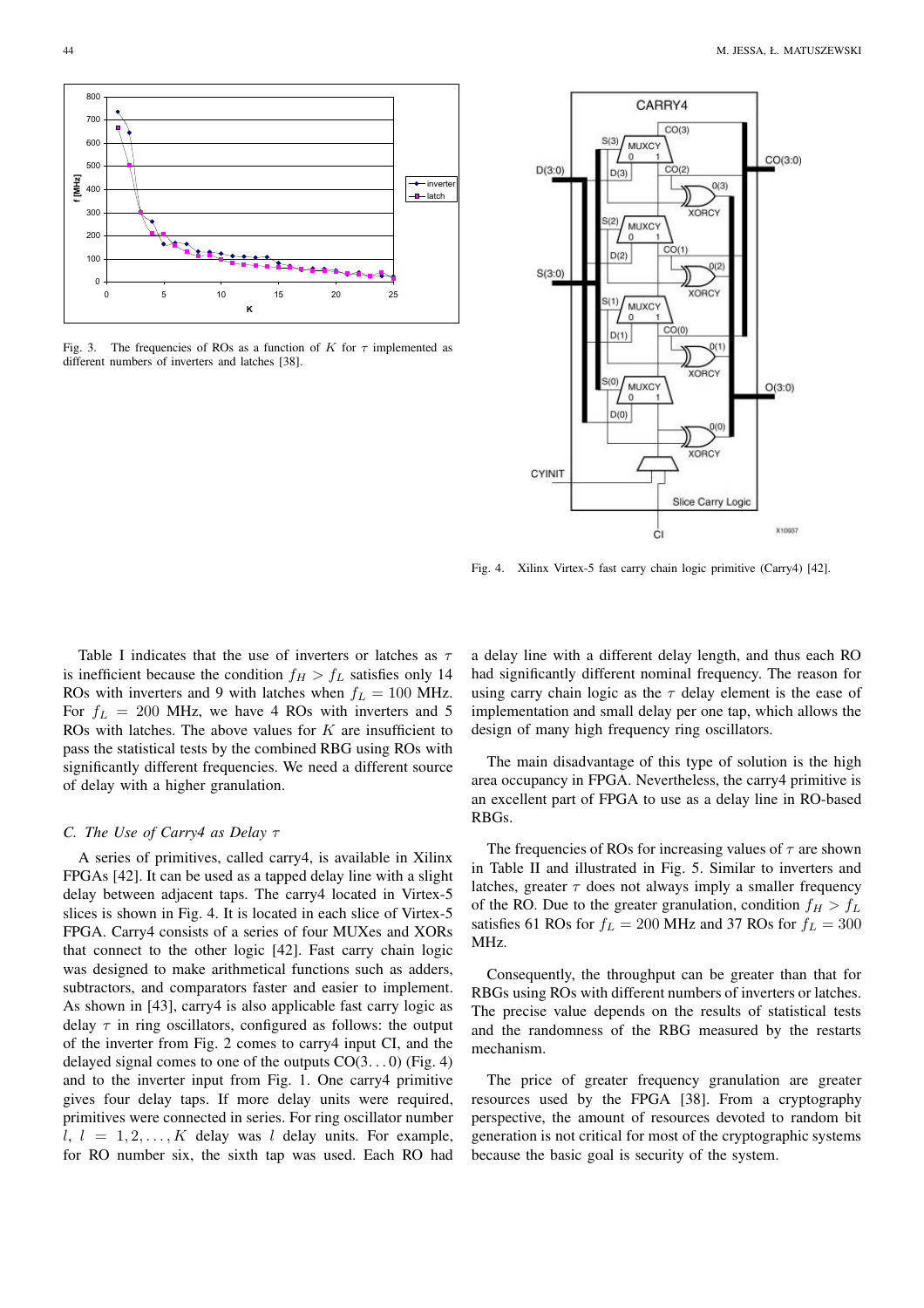Fig. 3. The frequencies of ROs as a function of $K$ for $\tau$ implemented as different numbers of inverters and latches [38].

Fig. 4. Xilinx Virtex-5 fast carry chain logic primitive (Carry4) [42].

Table I indicates that the use of inverters or latches as $\tau$ is inefficient because the condition $f_H > f_L$ satisfies only 14 ROs with inverters and 9 with latches when $f_L = 100$ MHz. For $f_L = 200$ MHz, we have 4 ROs with inverters and 5 ROs with latches. The above values for $K$ are insufficient to pass the statistical tests by the combined RBG using ROs with significantly different frequencies. We need a different source of delay with a higher granulation.

### C. The Use of Carry4 as Delay $\tau$

A series of primitives, called carry4, is available in Xilinx FPGAs [42]. It can be used as a tapped delay line with a slight delay between adjacent taps. The carry4 located in Virtex-5 slices is shown in Fig. 4. It is located in each slice of Virtex-5 FPGA. Carry4 consists of a series of four MUXes and XORs that connect to the other logic [42]. Fast carry chain logic was designed to make arithmetical functions such as adders, subtractors, and comparators faster and easier to implement. As shown in [43], carry4 is also applicable fast carry logic as delay $\tau$ in ring oscillators, configured as follows: the output of the inverter from Fig. 2 comes to carry4 input CI, and the delayed signal comes to one of the outputs CO(3. . . 0) (Fig. 4) and to the inverter input from Fig. 1. One carry4 primitive gives four delay taps. If more delay units were required, primitives were connected in series. For ring oscillator number $l$, $l = 1, 2, \ldots, K$ delay was $l$ delay units. For example, for RO number six, the sixth tap was used. Each RO had a delay line with a different delay length, and thus each RO had significantly different nominal frequency. The reason for using carry chain logic as the $\tau$ delay element is the ease of implementation and small delay per one tap, which allows the design of many high frequency ring oscillators.

The main disadvantage of this type of solution is the high area occupancy in FPGA. Nevertheless, the carry4 primitive is an excellent part of FPGA to use as a delay line in RO-based RBGs.

The frequencies of ROs for increasing values of $\tau$ are shown in Table II and illustrated in Fig. 5. Similar to inverters and latches, greater $\tau$ does not always imply a smaller frequency of the RO. Due to the greater granulation, condition $f_H > f_L$ satisfies 61 ROs for $f_L = 200$ MHz and 37 ROs for $f_L = 300$ MHz.

Consequently, the throughput can be greater than that for RBGs using ROs with different numbers of inverters or latches. The precise value depends on the results of statistical tests and the randomness of the RBG measured by the restarts mechanism.

The price of greater frequency granulation are greater resources used by the FPGA [38]. From a cryptography perspective, the amount of resources devoted to random bit generation is not critical for most of the cryptographic systems because the basic goal is security of the system.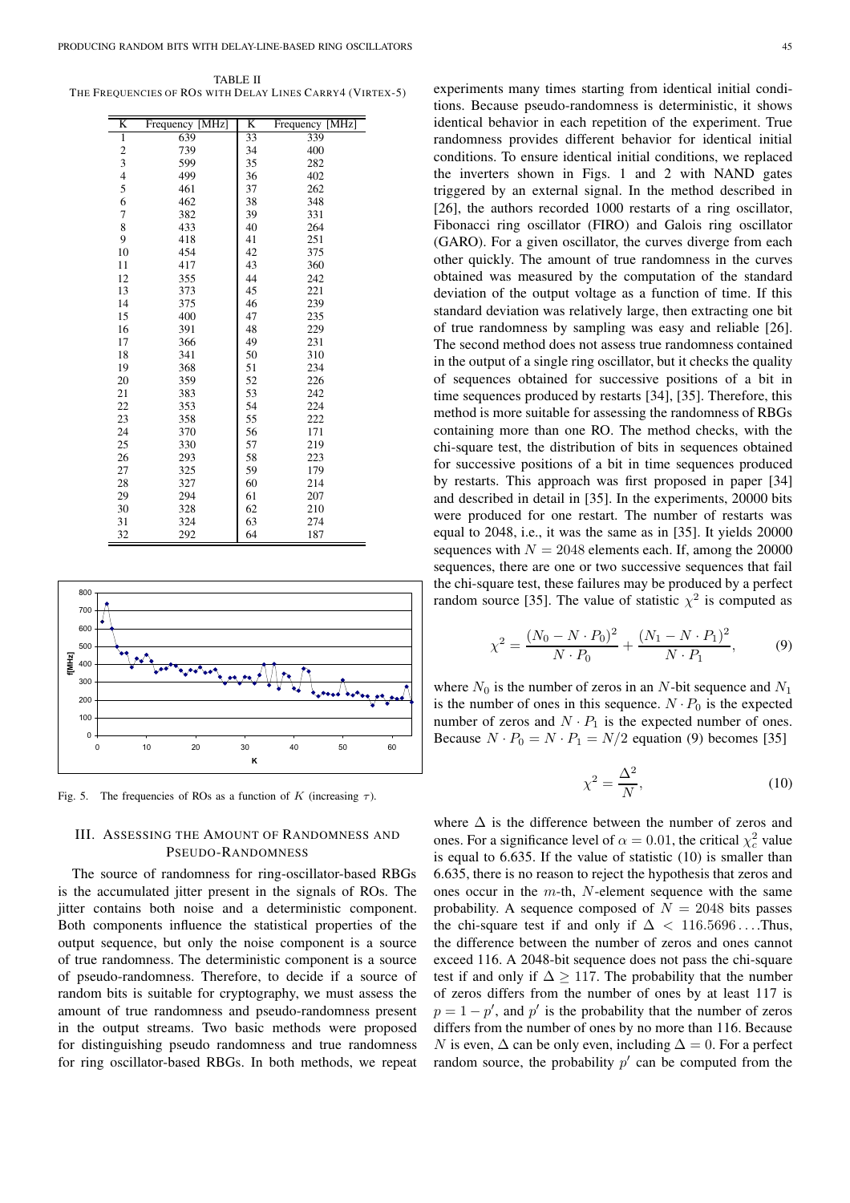TABLE II
THE FREQUENCIES OF ROS WITH DELAY LINES CARRY4 (VIRTEX-5)

| K | Frequency [MHz] | K | Frequency [MHz] |
|---|---|---|---|
| 1 | 639 | 33 | 339 |
| 2 | 739 | 34 | 400 |
| 3 | 599 | 35 | 282 |
| 4 | 499 | 36 | 402 |
| 5 | 461 | 37 | 262 |
| 6 | 462 | 38 | 348 |
| 7 | 382 | 39 | 331 |
| 8 | 433 | 40 | 264 |
| 9 | 418 | 41 | 251 |
| 10 | 454 | 42 | 375 |
| 11 | 417 | 43 | 360 |
| 12 | 355 | 44 | 242 |
| 13 | 373 | 45 | 221 |
| 14 | 375 | 46 | 239 |
| 15 | 400 | 47 | 235 |
| 16 | 391 | 48 | 229 |
| 17 | 366 | 49 | 231 |
| 18 | 341 | 50 | 310 |
| 19 | 368 | 51 | 234 |
| 20 | 359 | 52 | 226 |
| 21 | 383 | 53 | 242 |
| 22 | 353 | 54 | 224 |
| 23 | 358 | 55 | 222 |
| 24 | 370 | 56 | 171 |
| 25 | 330 | 57 | 219 |
| 26 | 293 | 58 | 223 |
| 27 | 325 | 59 | 179 |
| 28 | 327 | 60 | 214 |
| 29 | 294 | 61 | 207 |
| 30 | 328 | 62 | 210 |
| 31 | 324 | 63 | 274 |
| 32 | 292 | 64 | 187 |

Fig. 5. The frequencies of ROs as a function of $K$ (increasing $\tau$).

## III. ASSESSING THE AMOUNT OF RANDOMNESS AND PSEUDO-RANDOMNESS

The source of randomness for ring-oscillator-based RBGs is the accumulated jitter present in the signals of ROs. The jitter contains both noise and a deterministic component. Both components influence the statistical properties of the output sequence, but only the noise component is a source of true randomness. The deterministic component is a source of pseudo-randomness. Therefore, to decide if a source of random bits is suitable for cryptography, we must assess the amount of true randomness and pseudo-randomness present in the output streams. Two basic methods were proposed for distinguishing pseudo randomness and true randomness for ring oscillator-based RBGs. In both methods, we repeat experiments many times starting from identical initial conditions. Because pseudo-randomness is deterministic, it shows identical behavior in each repetition of the experiment. True randomness provides different behavior for identical initial conditions. To ensure identical initial conditions, we replaced the inverters shown in Figs. 1 and 2 with NAND gates triggered by an external signal. In the method described in [26], the authors recorded 1000 restarts of a ring oscillator, Fibonacci ring oscillator (FIRO) and Galois ring oscillator (GARO). For a given oscillator, the curves diverge from each other quickly. The amount of true randomness in the curves obtained was measured by the computation of the standard deviation of the output voltage as a function of time. If this standard deviation was relatively large, then extracting one bit of true randomness by sampling was easy and reliable [26]. The second method does not assess true randomness contained in the output of a single ring oscillator, but it checks the quality of sequences obtained for successive positions of a bit in time sequences produced by restarts [34], [35]. Therefore, this method is more suitable for assessing the randomness of RBGs containing more than one RO. The method checks, with the chi-square test, the distribution of bits in sequences obtained for successive positions of a bit in time sequences produced by restarts. This approach was first proposed in paper [34] and described in detail in [35]. In the experiments, 20000 bits were produced for one restart. The number of restarts was equal to 2048, i.e., it was the same as in [35]. It yields 20000 sequences with $N = 2048$ elements each. If, among the 20000 sequences, there are one or two successive sequences that fail the chi-square test, these failures may be produced by a perfect random source [35]. The value of statistic $\chi^2$ is computed as

$$\chi^2 = \frac{(N_0 - N \cdot P_0)^2}{N \cdot P_0} + \frac{(N_1 - N \cdot P_1)^2}{N \cdot P_1}, \tag{9}$$

where $N_0$ is the number of zeros in an $N$-bit sequence and $N_1$ is the number of ones in this sequence. $N \cdot P_0$ is the expected number of zeros and $N \cdot P_1$ is the expected number of ones. Because $N \cdot P_0 = N \cdot P_1 = N/2$ equation (9) becomes [35]

$$\chi^2 = \frac{\Delta^2}{N}, \tag{10}$$

where $\Delta$ is the difference between the number of zeros and ones. For a significance level of $\alpha = 0.01$, the critical $\chi^2_c$ value is equal to 6.635. If the value of statistic (10) is smaller than 6.635, there is no reason to reject the hypothesis that zeros and ones occur in the $m$-th, $N$-element sequence with the same probability. A sequence composed of $N = 2048$ bits passes the chi-square test if and only if $\Delta < 116.5696\ldots$.Thus, the difference between the number of zeros and ones cannot exceed 116. A 2048-bit sequence does not pass the chi-square test if and only if $\Delta \geq 117$. The probability that the number of zeros differs from the number of ones by at least 117 is $p = 1 - p'$, and $p'$ is the probability that the number of zeros differs from the number of ones by no more than 116. Because $N$ is even, $\Delta$ can be only even, including $\Delta = 0$. For a perfect random source, the probability $p'$ can be computed from the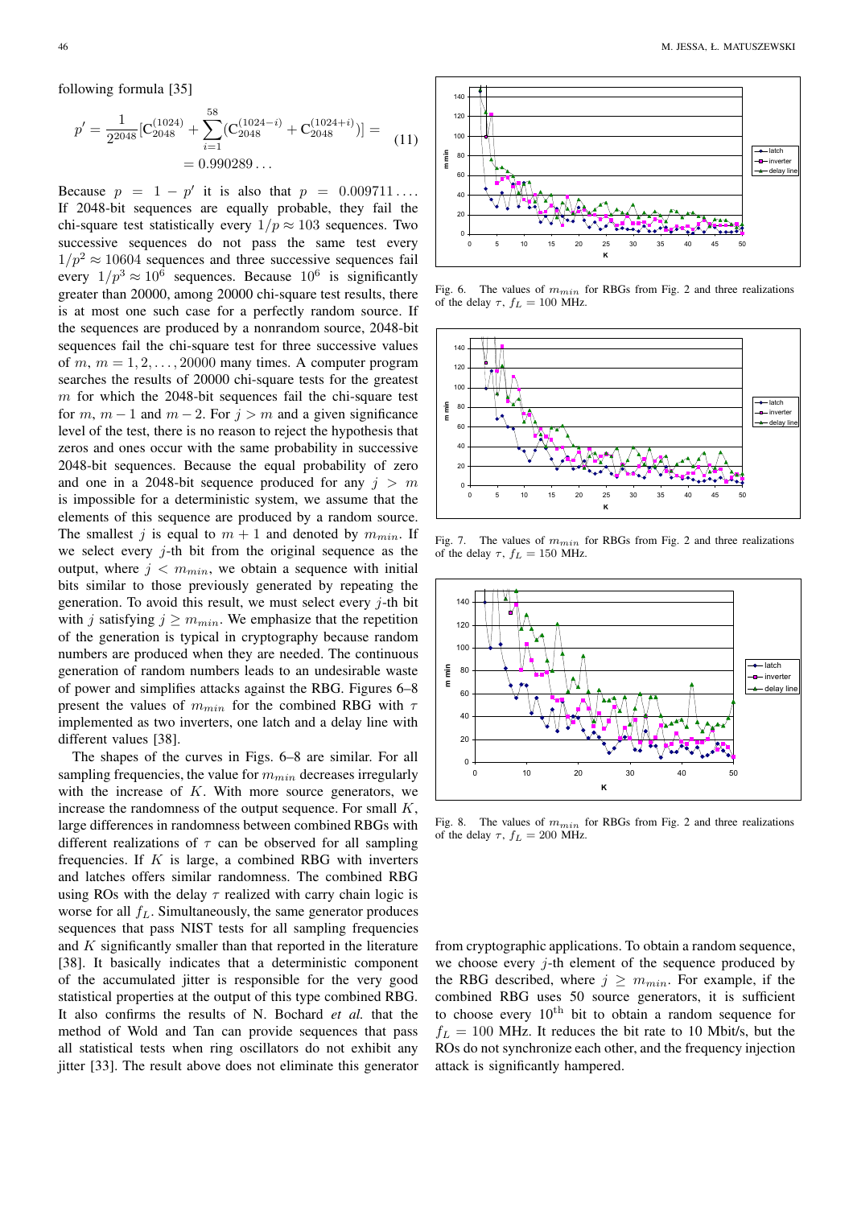following formula [35]

$$p' = \frac{1}{2^{2048}}[\mathrm{C}_{2048}^{(1024)} + \sum_{i=1}^{58}(\mathrm{C}_{2048}^{(1024-i)} + \mathrm{C}_{2048}^{(1024+i)})] = 0.990289\ldots \quad (11)$$

Because $p = 1 - p'$ it is also that $p = 0.009711\ldots$. If 2048-bit sequences are equally probable, they fail the chi-square test statistically every $1/p \approx 103$ sequences. Two successive sequences do not pass the same test every $1/p^2 \approx 10604$ sequences and three successive sequences fail every $1/p^3 \approx 10^6$ sequences. Because $10^6$ is significantly greater than 20000, among 20000 chi-square test results, there is at most one such case for a perfectly random source. If the sequences are produced by a nonrandom source, 2048-bit sequences fail the chi-square test for three successive values of $m$, $m = 1, 2, \ldots, 20000$ many times. A computer program searches the results of 20000 chi-square tests for the greatest $m$ for which the 2048-bit sequences fail the chi-square test for $m$, $m-1$ and $m-2$. For $j > m$ and a given significance level of the test, there is no reason to reject the hypothesis that zeros and ones occur with the same probability in successive 2048-bit sequences. Because the equal probability of zero and one in a 2048-bit sequence produced for any $j > m$ is impossible for a deterministic system, we assume that the elements of this sequence are produced by a random source. The smallest $j$ is equal to $m+1$ and denoted by $m_{min}$. If we select every $j$-th bit from the original sequence as the output, where $j < m_{min}$, we obtain a sequence with initial bits similar to those previously generated by repeating the generation. To avoid this result, we must select every $j$-th bit with $j$ satisfying $j \geq m_{min}$. We emphasize that the repetition of the generation is typical in cryptography because random numbers are produced when they are needed. The continuous generation of random numbers leads to an undesirable waste of power and simplifies attacks against the RBG. Figures 6–8 present the values of $m_{min}$ for the combined RBG with $\tau$ implemented as two inverters, one latch and a delay line with different values [38].

The shapes of the curves in Figs. 6–8 are similar. For all sampling frequencies, the value for $m_{min}$ decreases irregularly with the increase of $K$. With more source generators, we increase the randomness of the output sequence. For small $K$, large differences in randomness between combined RBGs with different realizations of $\tau$ can be observed for all sampling frequencies. If $K$ is large, a combined RBG with inverters and latches offers similar randomness. The combined RBG using ROs with the delay $\tau$ realized with carry chain logic is worse for all $f_L$. Simultaneously, the same generator produces sequences that pass NIST tests for all sampling frequencies and $K$ significantly smaller than that reported in the literature [38]. It basically indicates that a deterministic component of the accumulated jitter is responsible for the very good statistical properties at the output of this type combined RBG. It also confirms the results of N. Bochard *et al.* that the method of Wold and Tan can provide sequences that pass all statistical tests when ring oscillators do not exhibit any jitter [33]. The result above does not eliminate this generator from cryptographic applications. To obtain a random sequence, we choose every $j$-th element of the sequence produced by the RBG described, where $j \geq m_{min}$. For example, if the combined RBG uses 50 source generators, it is sufficient to choose every $10^{\text{th}}$ bit to obtain a random sequence for $f_L = 100$ MHz. It reduces the bit rate to 10 Mbit/s, but the ROs do not synchronize each other, and the frequency injection attack is significantly hampered.

Fig. 6. The values of $m_{min}$ for RBGs from Fig. 2 and three realizations of the delay $\tau$, $f_L = 100$ MHz.

Fig. 7. The values of $m_{min}$ for RBGs from Fig. 2 and three realizations of the delay $\tau$, $f_L = 150$ MHz.

Fig. 8. The values of $m_{min}$ for RBGs from Fig. 2 and three realizations of the delay $\tau$, $f_L = 200$ MHz.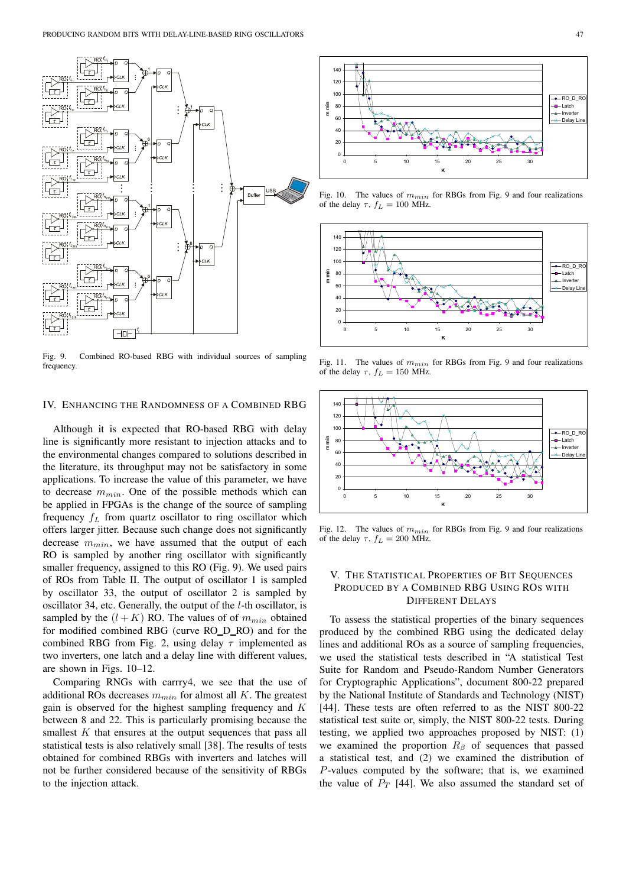Fig. 9. Combined RO-based RBG with individual sources of sampling frequency.

## IV. Enhancing the Randomness of a Combined RBG

Although it is expected that RO-based RBG with delay line is significantly more resistant to injection attacks and to the environmental changes compared to solutions described in the literature, its throughput may not be satisfactory in some applications. To increase the value of this parameter, we have to decrease $m_{min}$. One of the possible methods which can be applied in FPGAs is the change of the source of sampling frequency $f_L$ from quartz oscillator to ring oscillator which offers larger jitter. Because such change does not significantly decrease $m_{min}$, we have assumed that the output of each RO is sampled by another ring oscillator with significantly smaller frequency, assigned to this RO (Fig. 9). We used pairs of ROs from Table II. The output of oscillator 1 is sampled by oscillator 33, the output of oscillator 2 is sampled by oscillator 34, etc. Generally, the output of the $l$-th oscillator, is sampled by the $(l + K)$ RO. The values of $m_{min}$ obtained for modified combined RBG (curve RO_D_RO) and for the combined RBG from Fig. 2, using delay $\tau$ implemented as two inverters, one latch and a delay line with different values, are shown in Figs. 10–12.

Comparing RNGs with carrry4, we see that the use of additional ROs decreases $m_{min}$ for almost all $K$. The greatest gain is observed for the highest sampling frequency and $K$ between 8 and 22. This is particularly promising because the smallest $K$ that ensures at the output sequences that pass all statistical tests is also relatively small [38]. The results of tests obtained for combined RBGs with inverters and latches will not be further considered because of the sensitivity of RBGs to the injection attack.

Fig. 10. The values of $m_{min}$ for RBGs from Fig. 9 and four realizations of the delay $\tau$, $f_L$ = 100 MHz.

Fig. 11. The values of $m_{min}$ for RBGs from Fig. 9 and four realizations of the delay $\tau$, $f_L$ = 150 MHz.

Fig. 12. The values of $m_{min}$ for RBGs from Fig. 9 and four realizations of the delay $\tau$, $f_L$ = 200 MHz.

## V. The Statistical Properties of Bit Sequences Produced by a Combined RBG Using ROs with Different Delays

To assess the statistical properties of the binary sequences produced by the combined RBG using the dedicated delay lines and additional ROs as a source of sampling frequencies, we used the statistical tests described in "A statistical Test Suite for Random and Pseudo-Random Number Generators for Cryptographic Applications", document 800-22 prepared by the National Institute of Standards and Technology (NIST) [44]. These tests are often referred to as the NIST 800-22 statistical test suite or, simply, the NIST 800-22 tests. During testing, we applied two approaches proposed by NIST: (1) we examined the proportion $R_\beta$ of sequences that passed a statistical test, and (2) we examined the distribution of $P$-values computed by the software; that is, we examined the value of $P_T$ [44]. We also assumed the standard set of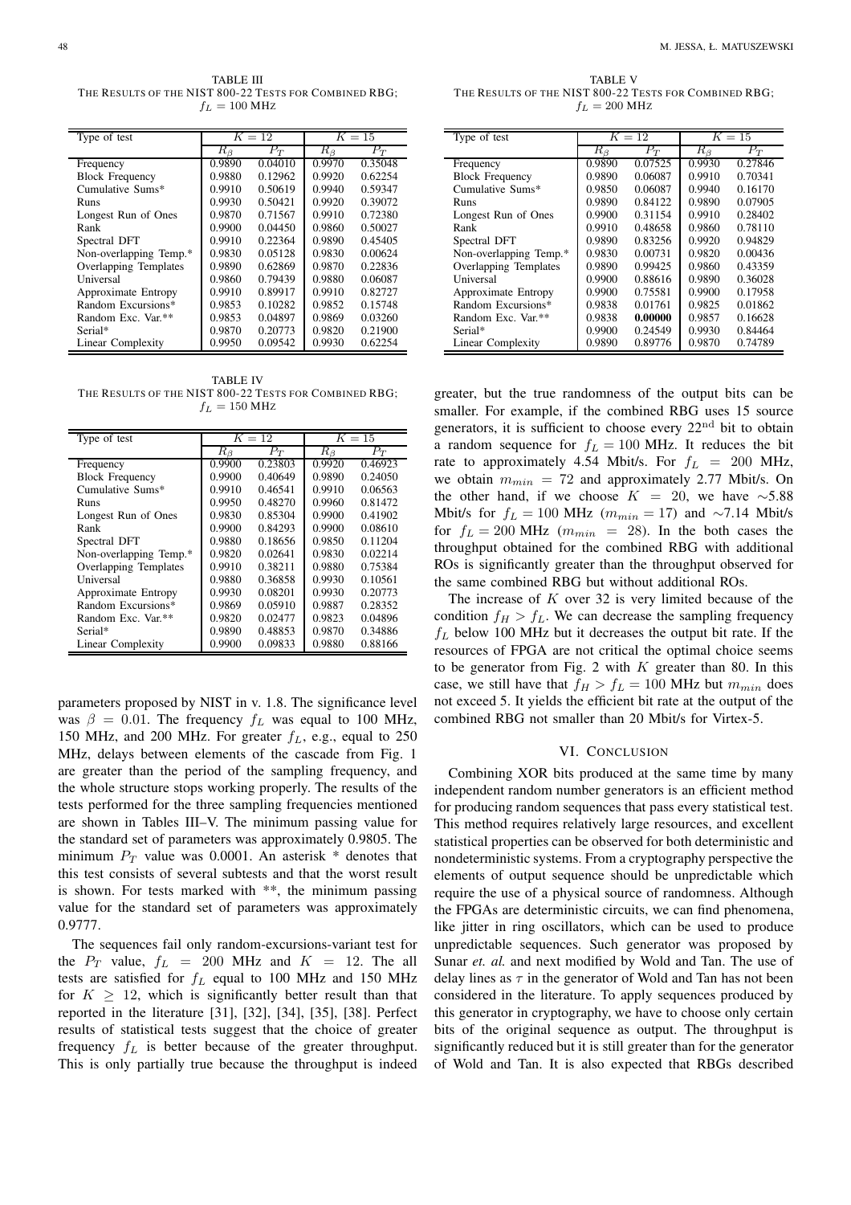TABLE III
THE RESULTS OF THE NIST 800-22 TESTS FOR COMBINED RBG; $f_L = 100$ MHZ

| Type of test | $K = 12$ | | $K = 15$ | |
|---|---|---|---|---|
| | $R_\beta$ | $P_T$ | $R_\beta$ | $P_T$ |
| Frequency | 0.9890 | 0.04010 | 0.9970 | 0.35048 |
| Block Frequency | 0.9880 | 0.12962 | 0.9920 | 0.62254 |
| Cumulative Sums* | 0.9910 | 0.50619 | 0.9940 | 0.59347 |
| Runs | 0.9930 | 0.50421 | 0.9920 | 0.39072 |
| Longest Run of Ones | 0.9870 | 0.71567 | 0.9910 | 0.72380 |
| Rank | 0.9900 | 0.04450 | 0.9860 | 0.50027 |
| Spectral DFT | 0.9910 | 0.22364 | 0.9890 | 0.45405 |
| Non-overlapping Temp.* | 0.9830 | 0.05128 | 0.9830 | 0.00624 |
| Overlapping Templates | 0.9890 | 0.62869 | 0.9870 | 0.22836 |
| Universal | 0.9860 | 0.79439 | 0.9880 | 0.06087 |
| Approximate Entropy | 0.9910 | 0.89917 | 0.9910 | 0.82727 |
| Random Excursions* | 0.9853 | 0.10282 | 0.9852 | 0.15748 |
| Random Exc. Var.** | 0.9853 | 0.04897 | 0.9869 | 0.03260 |
| Serial* | 0.9870 | 0.20773 | 0.9820 | 0.21900 |
| Linear Complexity | 0.9950 | 0.09542 | 0.9930 | 0.62254 |

TABLE IV
THE RESULTS OF THE NIST 800-22 TESTS FOR COMBINED RBG; $f_L = 150$ MHZ

| Type of test | $K = 12$ | | $K = 15$ | |
|---|---|---|---|---|
| | $R_\beta$ | $P_T$ | $R_\beta$ | $P_T$ |
| Frequency | 0.9900 | 0.23803 | 0.9920 | 0.46923 |
| Block Frequency | 0.9900 | 0.40649 | 0.9890 | 0.24050 |
| Cumulative Sums* | 0.9910 | 0.46541 | 0.9910 | 0.06563 |
| Runs | 0.9950 | 0.48270 | 0.9960 | 0.81472 |
| Longest Run of Ones | 0.9830 | 0.85304 | 0.9900 | 0.41902 |
| Rank | 0.9900 | 0.84293 | 0.9900 | 0.08610 |
| Spectral DFT | 0.9880 | 0.18656 | 0.9850 | 0.11204 |
| Non-overlapping Temp.* | 0.9820 | 0.02641 | 0.9830 | 0.02214 |
| Overlapping Templates | 0.9910 | 0.38211 | 0.9880 | 0.75384 |
| Universal | 0.9880 | 0.36858 | 0.9930 | 0.10561 |
| Approximate Entropy | 0.9930 | 0.08201 | 0.9930 | 0.20773 |
| Random Excursions* | 0.9869 | 0.05910 | 0.9887 | 0.28352 |
| Random Exc. Var.** | 0.9820 | 0.02477 | 0.9823 | 0.04896 |
| Serial* | 0.9890 | 0.48853 | 0.9870 | 0.34886 |
| Linear Complexity | 0.9900 | 0.09833 | 0.9880 | 0.88166 |

parameters proposed by NIST in v. 1.8. The significance level was $\beta = 0.01$. The frequency $f_L$ was equal to 100 MHz, 150 MHz, and 200 MHz. For greater $f_L$, e.g., equal to 250 MHz, delays between elements of the cascade from Fig. 1 are greater than the period of the sampling frequency, and the whole structure stops working properly. The results of the tests performed for the three sampling frequencies mentioned are shown in Tables III–V. The minimum passing value for the standard set of parameters was approximately 0.9805. The minimum $P_T$ value was 0.0001. An asterisk * denotes that this test consists of several subtests and that the worst result is shown. For tests marked with **, the minimum passing value for the standard set of parameters was approximately 0.9777.

The sequences fail only random-excursions-variant test for the $P_T$ value, $f_L = 200$ MHz and $K = 12$. The all tests are satisfied for $f_L$ equal to 100 MHz and 150 MHz for $K \geq 12$, which is significantly better result than that reported in the literature [31], [32], [34], [35], [38]. Perfect results of statistical tests suggest that the choice of greater frequency $f_L$ is better because of the greater throughput. This is only partially true because the throughput is indeed greater, but the true randomness of the output bits can be smaller. For example, if the combined RBG uses 15 source generators, it is sufficient to choose every 22[nd] bit to obtain a random sequence for $f_L = 100$ MHz. It reduces the bit rate to approximately 4.54 Mbit/s. For $f_L = 200$ MHz, we obtain $m_{min} = 72$ and approximately 2.77 Mbit/s. On the other hand, if we choose $K = 20$, we have ∼5.88 Mbit/s for $f_L = 100$ MHz ($m_{min} = 17$) and ∼7.14 Mbit/s for $f_L = 200$ MHz ($m_{min} = 28$). In the both cases the throughput obtained for the combined RBG with additional ROs is significantly greater than the throughput observed for the same combined RBG but without additional ROs.

TABLE V
THE RESULTS OF THE NIST 800-22 TESTS FOR COMBINED RBG; $f_L = 200$ MHZ

| Type of test | $K = 12$ | | $K = 15$ | |
|---|---|---|---|---|
| | $R_\beta$ | $P_T$ | $R_\beta$ | $P_T$ |
| Frequency | 0.9890 | 0.07525 | 0.9930 | 0.27846 |
| Block Frequency | 0.9890 | 0.06087 | 0.9910 | 0.70341 |
| Cumulative Sums* | 0.9850 | 0.06087 | 0.9940 | 0.16170 |
| Runs | 0.9890 | 0.84122 | 0.9890 | 0.07905 |
| Longest Run of Ones | 0.9900 | 0.31154 | 0.9910 | 0.28402 |
| Rank | 0.9910 | 0.48658 | 0.9860 | 0.78110 |
| Spectral DFT | 0.9890 | 0.83256 | 0.9920 | 0.94829 |
| Non-overlapping Temp.* | 0.9830 | 0.00731 | 0.9820 | 0.00436 |
| Overlapping Templates | 0.9890 | 0.99425 | 0.9860 | 0.43359 |
| Universal | 0.9900 | 0.88616 | 0.9890 | 0.36028 |
| Approximate Entropy | 0.9900 | 0.75581 | 0.9900 | 0.17958 |
| Random Excursions* | 0.9838 | 0.01761 | 0.9825 | 0.01862 |
| Random Exc. Var.** | 0.9838 | **0.00000** | 0.9857 | 0.16628 |
| Serial* | 0.9900 | 0.24549 | 0.9930 | 0.84464 |
| Linear Complexity | 0.9890 | 0.89776 | 0.9870 | 0.74789 |

The increase of $K$ over 32 is very limited because of the condition $f_H > f_L$. We can decrease the sampling frequency $f_L$ below 100 MHz but it decreases the output bit rate. If the resources of FPGA are not critical the optimal choice seems to be generator from Fig. 2 with $K$ greater than 80. In this case, we still have that $f_H > f_L = 100$ MHz but $m_{min}$ does not exceed 5. It yields the efficient bit rate at the output of the combined RBG not smaller than 20 Mbit/s for Virtex-5.

## VI. CONCLUSION

Combining XOR bits produced at the same time by many independent random number generators is an efficient method for producing random sequences that pass every statistical test. This method requires relatively large resources, and excellent statistical properties can be observed for both deterministic and nondeterministic systems. From a cryptography perspective the elements of output sequence should be unpredictable which require the use of a physical source of randomness. Although the FPGAs are deterministic circuits, we can find phenomena, like jitter in ring oscillators, which can be used to produce unpredictable sequences. Such generator was proposed by Sunar *et. al.* and next modified by Wold and Tan. The use of delay lines as $\tau$ in the generator of Wold and Tan has not been considered in the literature. To apply sequences produced by this generator in cryptography, we have to choose only certain bits of the original sequence as output. The throughput is significantly reduced but it is still greater than for the generator of Wold and Tan. It is also expected that RBGs described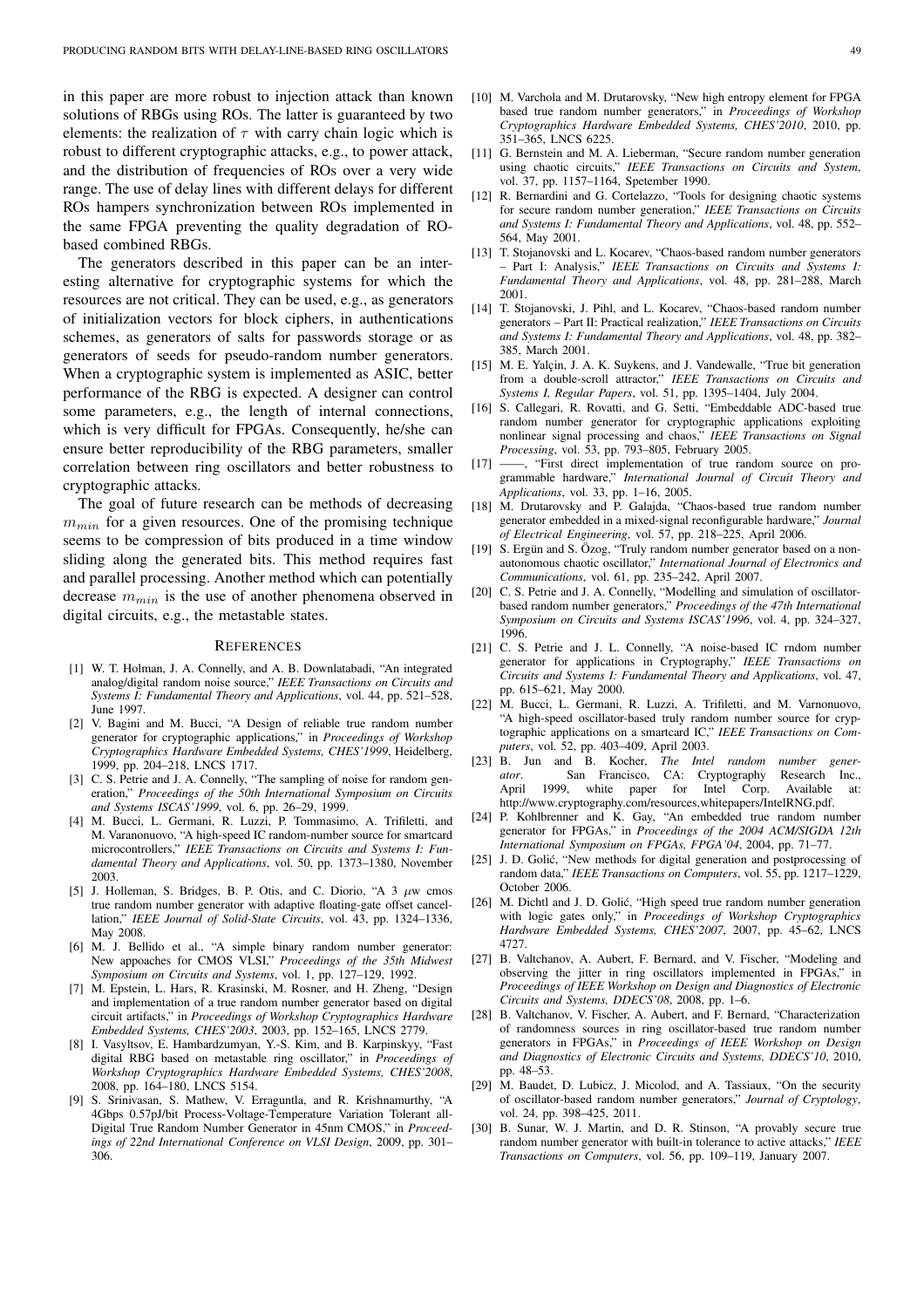in this paper are more robust to injection attack than known solutions of RBGs using ROs. The latter is guaranteed by two elements: the realization of $\tau$ with carry chain logic which is robust to different cryptographic attacks, e.g., to power attack, and the distribution of frequencies of ROs over a very wide range. The use of delay lines with different delays for different ROs hampers synchronization between ROs implemented in the same FPGA preventing the quality degradation of RO-based combined RBGs.

The generators described in this paper can be an interesting alternative for cryptographic systems for which the resources are not critical. They can be used, e.g., as generators of initialization vectors for block ciphers, in authentications schemes, as generators of salts for passwords storage or as generators of seeds for pseudo-random number generators. When a cryptographic system is implemented as ASIC, better performance of the RBG is expected. A designer can control some parameters, e.g., the length of internal connections, which is very difficult for FPGAs. Consequently, he/she can ensure better reproducibility of the RBG parameters, smaller correlation between ring oscillators and better robustness to cryptographic attacks.

The goal of future research can be methods of decreasing $m_{min}$ for a given resources. One of the promising technique seems to be compression of bits produced in a time window sliding along the generated bits. This method requires fast and parallel processing. Another method which can potentially decrease $m_{min}$ is the use of another phenomena observed in digital circuits, e.g., the metastable states.

## REFERENCES

[1] W. T. Holman, J. A. Connelly, and A. B. Downlatabadi, "An integrated analog/digital random noise source," *IEEE Transactions on Circuits and Systems I: Fundamental Theory and Applications*, vol. 44, pp. 521–528, June 1997.

[2] V. Bagini and M. Bucci, "A Design of reliable true random number generator for cryptographic applications," in *Proceedings of Workshop Cryptographics Hardware Embedded Systems, CHES'1999*, Heidelberg, 1999, pp. 204–218, LNCS 1717.

[3] C. S. Petrie and J. A. Connelly, "The sampling of noise for random generation," *Proceedings of the 50th International Symposium on Circuits and Systems ISCAS'1999*, vol. 6, pp. 26–29, 1999.

[4] M. Bucci, L. Germani, R. Luzzi, P. Tommasimo, A. Trifiletti, and M. Varanonuovo, "A high-speed IC random-number source for smartcard microcontrollers," *IEEE Transactions on Circuits and Systems I: Fundamental Theory and Applications*, vol. 50, pp. 1373–1380, November 2003.

[5] J. Holleman, S. Bridges, B. P. Otis, and C. Diorio, "A 3 $\mu$w cmos true random number generator with adaptive floating-gate offset cancellation," *IEEE Journal of Solid-State Circuits*, vol. 43, pp. 1324–1336, May 2008.

[6] M. J. Bellido et al., "A simple binary random number generator: New appoaches for CMOS VLSI," *Proceedings of the 35th Midwest Symposium on Circuits and Systems*, vol. 1, pp. 127–129, 1992.

[7] M. Epstein, L. Hars, R. Krasinski, M. Rosner, and H. Zheng, "Design and implementation of a true random number generator based on digital circuit artifacts," in *Proceedings of Workshop Cryptographics Hardware Embedded Systems, CHES'2003*, 2003, pp. 152–165, LNCS 2779.

[8] I. Vasyltsov, E. Hambardzumyan, Y.-S. Kim, and B. Karpinskyy, "Fast digital RBG based on metastable ring oscillator," in *Proceedings of Workshop Cryptographics Hardware Embedded Systems, CHES'2008*, 2008, pp. 164–180, LNCS 5154.

[9] S. Srinivasan, S. Mathew, V. Erraguntla, and R. Krishnamurthy, "A 4Gbps 0.57pJ/bit Process-Voltage-Temperature Variation Tolerant all-Digital True Random Number Generator in 45nm CMOS," in *Proceedings of 22nd International Conference on VLSI Design*, 2009, pp. 301–306.

[10] M. Varchola and M. Drutarovsky, "New high entropy element for FPGA based true random number generators," in *Proceedings of Workshop Cryptographics Hardware Embedded Systems, CHES'2010*, 2010, pp. 351–365, LNCS 6225.

[11] G. Bernstein and M. A. Lieberman, "Secure random number generation using chaotic circuits," *IEEE Transactions on Circuits and System*, vol. 37, pp. 1157–1164, Spetember 1990.

[12] R. Bernardini and G. Cortelazzo, "Tools for designing chaotic systems for secure random number generation," *IEEE Transactions on Circuits and Systems I: Fundamental Theory and Applications*, vol. 48, pp. 552–564, May 2001.

[13] T. Stojanovski and L. Kocarev, "Chaos-based random number generators – Part I: Analysis," *IEEE Transactions on Circuits and Systems I: Fundamental Theory and Applications*, vol. 48, pp. 281–288, March 2001.

[14] T. Stojanovski, J. Pihl, and L. Kocarev, "Chaos-based random number generators – Part II: Practical realization," *IEEE Transactions on Circuits and Systems I: Fundamental Theory and Applications*, vol. 48, pp. 382–385, March 2001.

[15] M. E. Yalçin, J. A. K. Suykens, and J. Vandewalle, "True bit generation from a double-scroll attractor," *IEEE Transactions on Circuits and Systems I, Regular Papers*, vol. 51, pp. 1395–1404, July 2004.

[16] S. Callegari, R. Rovatti, and G. Setti, "Embeddable ADC-based true random number generator for cryptographic applications exploiting nonlinear signal processing and chaos," *IEEE Transactions on Signal Processing*, vol. 53, pp. 793–805, February 2005.

[17] ——, "First direct implementation of true random source on programmable hardware," *International Journal of Circuit Theory and Applications*, vol. 33, pp. 1–16, 2005.

[18] M. Drutarovsky and P. Galajda, "Chaos-based true random number generator embedded in a mixed-signal reconfigurable hardware," *Journal of Electrical Engineering*, vol. 57, pp. 218–225, April 2006.

[19] S. Ergün and S. Özog, "Truly random number generator based on a non-autonomous chaotic oscillator," *International Journal of Electronics and Communications*, vol. 61, pp. 235–242, April 2007.

[20] C. S. Petrie and J. A. Connelly, "Modelling and simulation of oscillator-based random number generators," *Proceedings of the 47th International Symposium on Circuits and Systems ISCAS'1996*, vol. 4, pp. 324–327, 1996.

[21] C. S. Petrie and J. L. Connelly, "A noise-based IC rndom number generator for applications in Cryptography," *IEEE Transactions on Circuits and Systems I: Fundamental Theory and Applications*, vol. 47, pp. 615–621, May 2000.

[22] M. Bucci, L. Germani, R. Luzzi, A. Trifiletti, and M. Varnonuovo, "A high-speed oscillator-based truly random number source for cryptographic applications on a smartcard IC," *IEEE Transactions on Computers*, vol. 52, pp. 403–409, April 2003.

[23] B. Jun and B. Kocher, *The Intel random number generator*. San Francisco, CA: Cryptography Research Inc., April 1999, white paper for Intel Corp. Available at: http://www.cryptography.com/resources,whitepapers/IntelRNG.pdf.

[24] P. Kohlbrenner and K. Gay, "An embedded true random number generator for FPGAs," in *Proceedings of the 2004 ACM/SIGDA 12th International Symposium on FPGAs, FPGA'04*, 2004, pp. 71–77.

[25] J. D. Golić, "New methods for digital generation and postprocessing of random data," *IEEE Transactions on Computers*, vol. 55, pp. 1217–1229, October 2006.

[26] M. Dichtl and J. D. Golić, "High speed true random number generation with logic gates only," in *Proceedings of Workshop Cryptographics Hardware Embedded Systems, CHES'2007*, 2007, pp. 45–62, LNCS 4727.

[27] B. Valtchanov, A. Aubert, F. Bernard, and V. Fischer, "Modeling and observing the jitter in ring oscillators implemented in FPGAs," in *Proceedings of IEEE Workshop on Design and Diagnostics of Electronic Circuits and Systems, DDECS'08*, 2008, pp. 1–6.

[28] B. Valtchanov, V. Fischer, A. Aubert, and F. Bernard, "Characterization of randomness sources in ring oscillator-based true random number generators in FPGAs," in *Proceedings of IEEE Workshop on Design and Diagnostics of Electronic Circuits and Systems, DDECS'10*, 2010, pp. 48–53.

[29] M. Baudet, D. Lubicz, J. Micolod, and A. Tassiaux, "On the security of oscillator-based random number generators," *Journal of Cryptology*, vol. 24, pp. 398–425, 2011.

[30] B. Sunar, W. J. Martin, and D. R. Stinson, "A provably secure true random number generator with built-in tolerance to active attacks," *IEEE Transactions on Computers*, vol. 56, pp. 109–119, January 2007.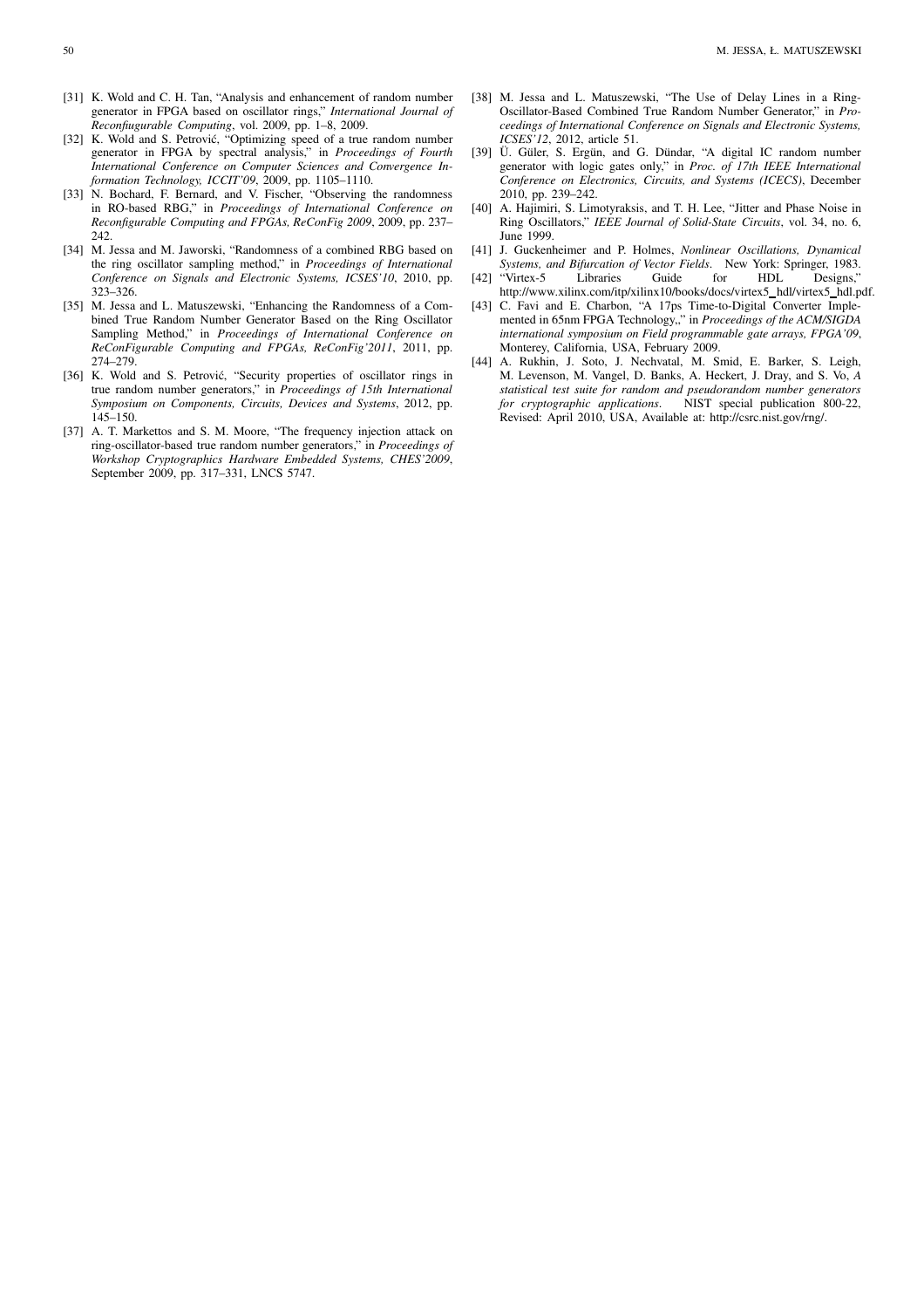[31] K. Wold and C. H. Tan, "Analysis and enhancement of random number generator in FPGA based on oscillator rings," *International Journal of Reconfiugurable Computing*, vol. 2009, pp. 1–8, 2009.

[32] K. Wold and S. Petrović, "Optimizing speed of a true random number generator in FPGA by spectral analysis," in *Proceedings of Fourth International Conference on Computer Sciences and Convergence Information Technology, ICCIT'09*, 2009, pp. 1105–1110.

[33] N. Bochard, F. Bernard, and V. Fischer, "Observing the randomness in RO-based RBG," in *Proceedings of International Conference on Reconfigurable Computing and FPGAs, ReConFig 2009*, 2009, pp. 237–242.

[34] M. Jessa and M. Jaworski, "Randomness of a combined RBG based on the ring oscillator sampling method," in *Proceedings of International Conference on Signals and Electronic Systems, ICSES'10*, 2010, pp. 323–326.

[35] M. Jessa and L. Matuszewski, "Enhancing the Randomness of a Combined True Random Number Generator Based on the Ring Oscillator Sampling Method," in *Proceedings of International Conference on ReConFigurable Computing and FPGAs, ReConFig'2011*, 2011, pp. 274–279.

[36] K. Wold and S. Petrović, "Security properties of oscillator rings in true random number generators," in *Proceedings of 15th International Symposium on Components, Circuits, Devices and Systems*, 2012, pp. 145–150.

[37] A. T. Markettos and S. M. Moore, "The frequency injection attack on ring-oscillator-based true random number generators," in *Proceedings of Workshop Cryptographics Hardware Embedded Systems, CHES'2009*, September 2009, pp. 317–331, LNCS 5747.

[38] M. Jessa and L. Matuszewski, "The Use of Delay Lines in a Ring-Oscillator-Based Combined True Random Number Generator," in *Proceedings of International Conference on Signals and Electronic Systems, ICSES'12*, 2012, article 51.

[39] Ü. Güler, S. Ergün, and G. Dündar, "A digital IC random number generator with logic gates only," in *Proc. of 17th IEEE International Conference on Electronics, Circuits, and Systems (ICECS)*, December 2010, pp. 239–242.

[40] A. Hajimiri, S. Limotyraksis, and T. H. Lee, "Jitter and Phase Noise in Ring Oscillators," *IEEE Journal of Solid-State Circuits*, vol. 34, no. 6, June 1999.

[41] J. Guckenheimer and P. Holmes, *Nonlinear Oscillations, Dynamical Systems, and Bifurcation of Vector Fields*. New York: Springer, 1983.

[42] "Virtex-5 Libraries Guide for HDL Designs," http://www.xilinx.com/itp/xilinx10/books/docs/virtex5_hdl/virtex5_hdl.pdf.

[43] C. Favi and E. Charbon, "A 17ps Time-to-Digital Converter Implemented in 65nm FPGA Technology,," in *Proceedings of the ACM/SIGDA international symposium on Field programmable gate arrays, FPGA'09*, Monterey, California, USA, February 2009.

[44] A. Rukhin, J. Soto, J. Nechvatal, M. Smid, E. Barker, S. Leigh, M. Levenson, M. Vangel, D. Banks, A. Heckert, J. Dray, and S. Vo, *A statistical test suite for random and pseudorandom number generators for cryptographic applications*. NIST special publication 800-22, Revised: April 2010, USA, Available at: http://csrc.nist.gov/rng/.